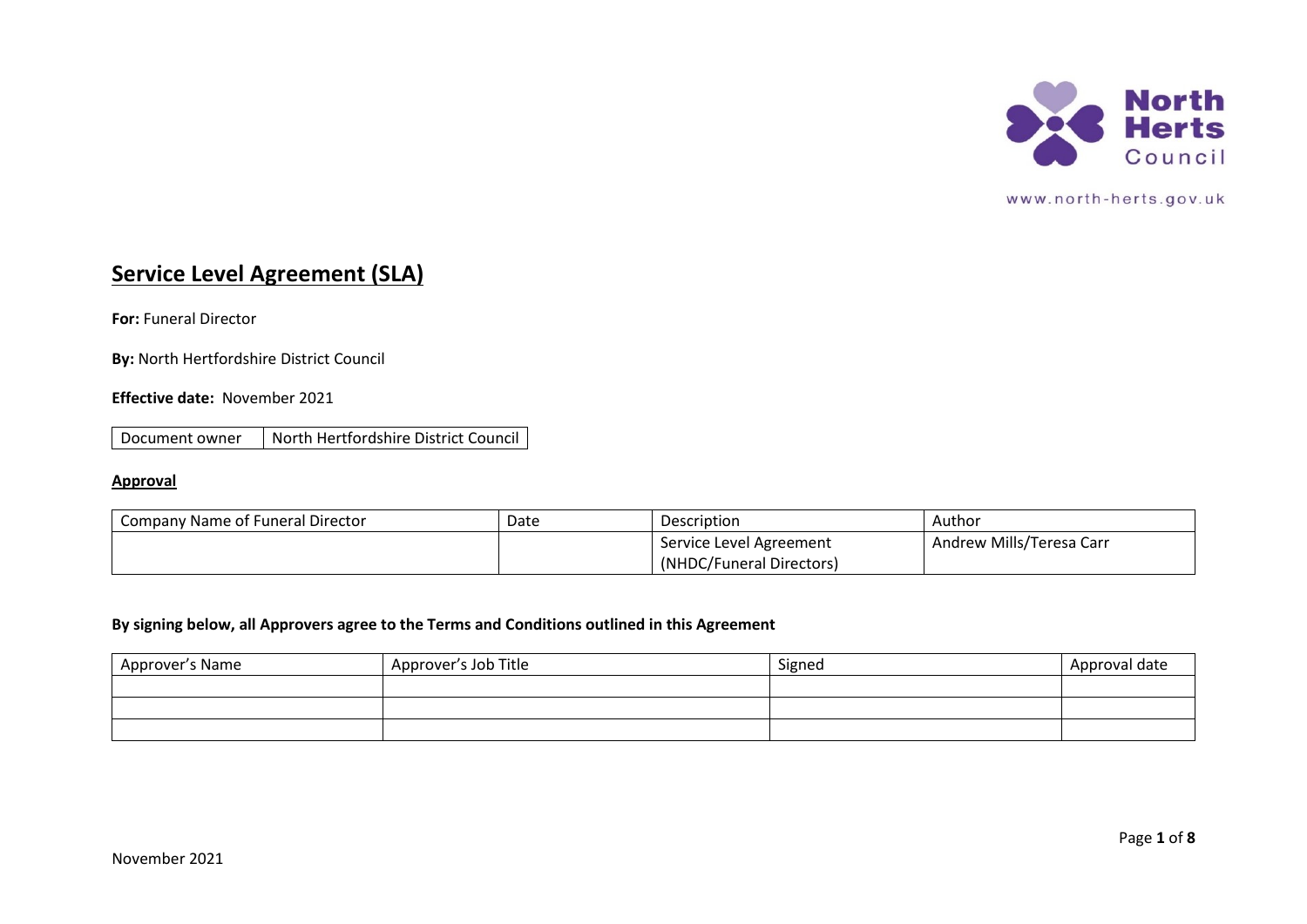North Herts Council

www.north-herts.gov.uk

# Service Level Agreement (SLA)

**For:** Funeral Director

**By:** North Hertfordshire District Council

**Effective date:** November 2021

| Document owner | North Hertfordshire District Council |
|---|---|

**Approval**

| Company Name of Funeral Director | Date | Description | Author |
|---|---|---|---|
| | | Service Level Agreement (NHDC/Funeral Directors) | Andrew Mills/Teresa Carr |

**By signing below, all Approvers agree to the Terms and Conditions outlined in this Agreement**

| Approver's Name | Approver's Job Title | Signed | Approval date |
|---|---|---|---|
| | | | |
| | | | |
| | | | |

November 2021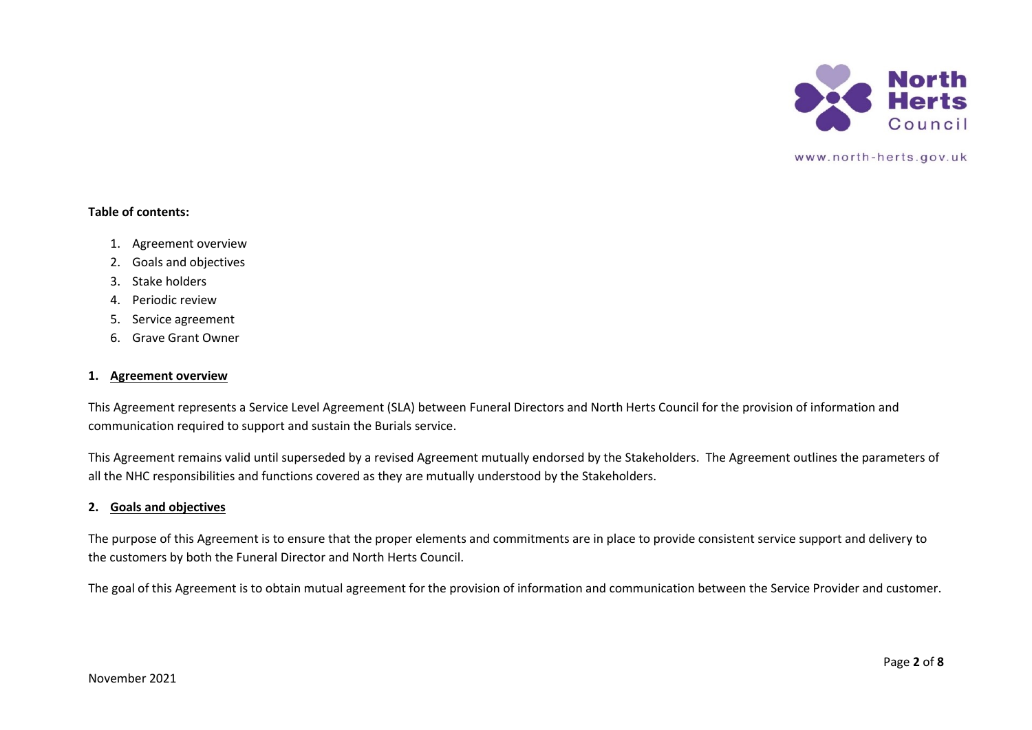**Table of contents:**

1. Agreement overview
2. Goals and objectives
3. Stake holders
4. Periodic review
5. Service agreement
6. Grave Grant Owner

## 1. Agreement overview

This Agreement represents a Service Level Agreement (SLA) between Funeral Directors and North Herts Council for the provision of information and communication required to support and sustain the Burials service.

This Agreement remains valid until superseded by a revised Agreement mutually endorsed by the Stakeholders. The Agreement outlines the parameters of all the NHC responsibilities and functions covered as they are mutually understood by the Stakeholders.

## 2. Goals and objectives

The purpose of this Agreement is to ensure that the proper elements and commitments are in place to provide consistent service support and delivery to the customers by both the Funeral Director and North Herts Council.

The goal of this Agreement is to obtain mutual agreement for the provision of information and communication between the Service Provider and customer.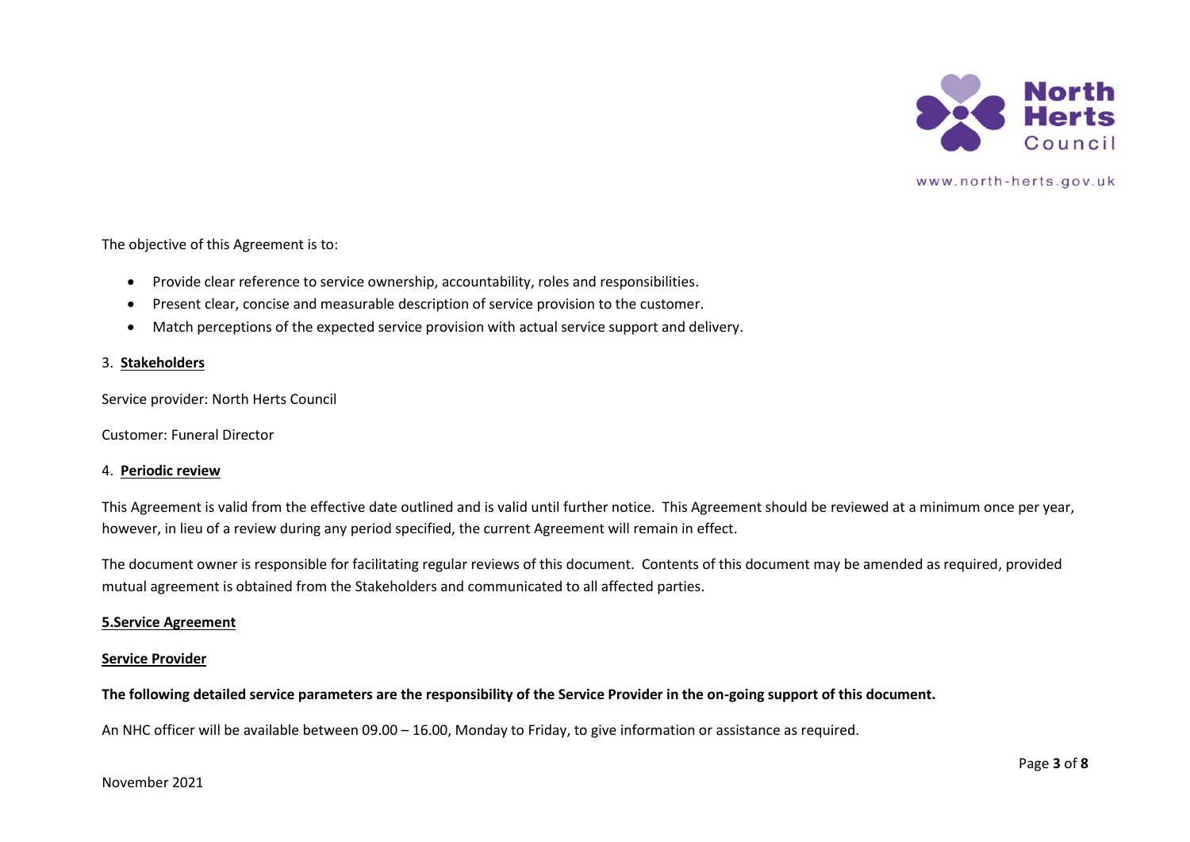The objective of this Agreement is to:

- Provide clear reference to service ownership, accountability, roles and responsibilities.
- Present clear, concise and measurable description of service provision to the customer.
- Match perceptions of the expected service provision with actual service support and delivery.

## 3. Stakeholders

Service provider: North Herts Council

Customer: Funeral Director

## 4. Periodic review

This Agreement is valid from the effective date outlined and is valid until further notice. This Agreement should be reviewed at a minimum once per year, however, in lieu of a review during any period specified, the current Agreement will remain in effect.

The document owner is responsible for facilitating regular reviews of this document. Contents of this document may be amended as required, provided mutual agreement is obtained from the Stakeholders and communicated to all affected parties.

## 5.Service Agreement

### Service Provider

**The following detailed service parameters are the responsibility of the Service Provider in the on-going support of this document.**

An NHC officer will be available between 09.00 – 16.00, Monday to Friday, to give information or assistance as required.

November 2021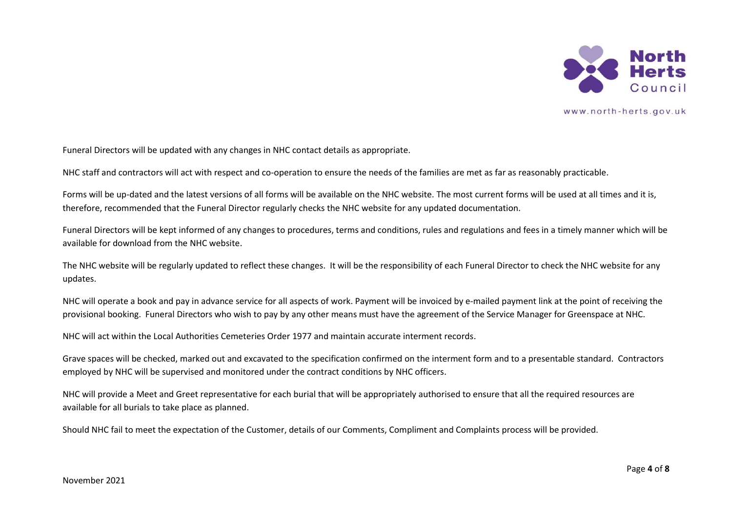Funeral Directors will be updated with any changes in NHC contact details as appropriate.

NHC staff and contractors will act with respect and co-operation to ensure the needs of the families are met as far as reasonably practicable.

Forms will be up-dated and the latest versions of all forms will be available on the NHC website. The most current forms will be used at all times and it is, therefore, recommended that the Funeral Director regularly checks the NHC website for any updated documentation.

Funeral Directors will be kept informed of any changes to procedures, terms and conditions, rules and regulations and fees in a timely manner which will be available for download from the NHC website.

The NHC website will be regularly updated to reflect these changes. It will be the responsibility of each Funeral Director to check the NHC website for any updates.

NHC will operate a book and pay in advance service for all aspects of work. Payment will be invoiced by e-mailed payment link at the point of receiving the provisional booking. Funeral Directors who wish to pay by any other means must have the agreement of the Service Manager for Greenspace at NHC.

NHC will act within the Local Authorities Cemeteries Order 1977 and maintain accurate interment records.

Grave spaces will be checked, marked out and excavated to the specification confirmed on the interment form and to a presentable standard. Contractors employed by NHC will be supervised and monitored under the contract conditions by NHC officers.

NHC will provide a Meet and Greet representative for each burial that will be appropriately authorised to ensure that all the required resources are available for all burials to take place as planned.

Should NHC fail to meet the expectation of the Customer, details of our Comments, Compliment and Complaints process will be provided.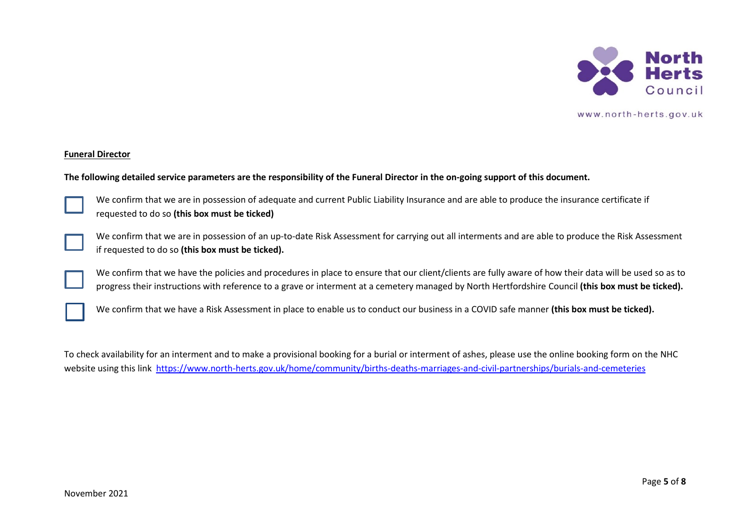**Funeral Director**

**The following detailed service parameters are the responsibility of the Funeral Director in the on-going support of this document.**

- ☐ We confirm that we are in possession of adequate and current Public Liability Insurance and are able to produce the insurance certificate if requested to do so **(this box must be ticked)**
- ☐ We confirm that we are in possession of an up-to-date Risk Assessment for carrying out all interments and are able to produce the Risk Assessment if requested to do so **(this box must be ticked).**
- ☐ We confirm that we have the policies and procedures in place to ensure that our client/clients are fully aware of how their data will be used so as to progress their instructions with reference to a grave or interment at a cemetery managed by North Hertfordshire Council **(this box must be ticked).**
- ☐ We confirm that we have a Risk Assessment in place to enable us to conduct our business in a COVID safe manner **(this box must be ticked).**

To check availability for an interment and to make a provisional booking for a burial or interment of ashes, please use the online booking form on the NHC website using this link https://www.north-herts.gov.uk/home/community/births-deaths-marriages-and-civil-partnerships/burials-and-cemeteries

November 2021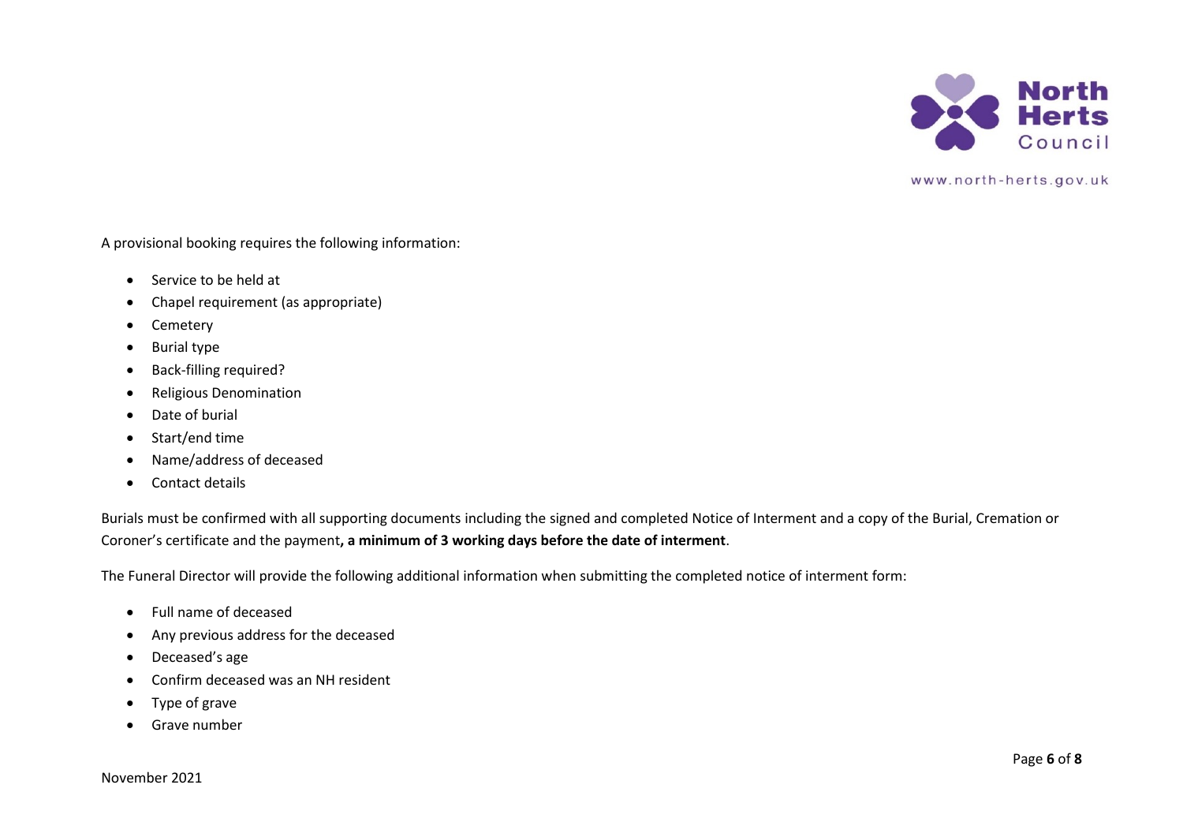A provisional booking requires the following information:

- Service to be held at
- Chapel requirement (as appropriate)
- Cemetery
- Burial type
- Back-filling required?
- Religious Denomination
- Date of burial
- Start/end time
- Name/address of deceased
- Contact details

Burials must be confirmed with all supporting documents including the signed and completed Notice of Interment and a copy of the Burial, Cremation or Coroner's certificate and the payment**, a minimum of 3 working days before the date of interment**.

The Funeral Director will provide the following additional information when submitting the completed notice of interment form:

- Full name of deceased
- Any previous address for the deceased
- Deceased's age
- Confirm deceased was an NH resident
- Type of grave
- Grave number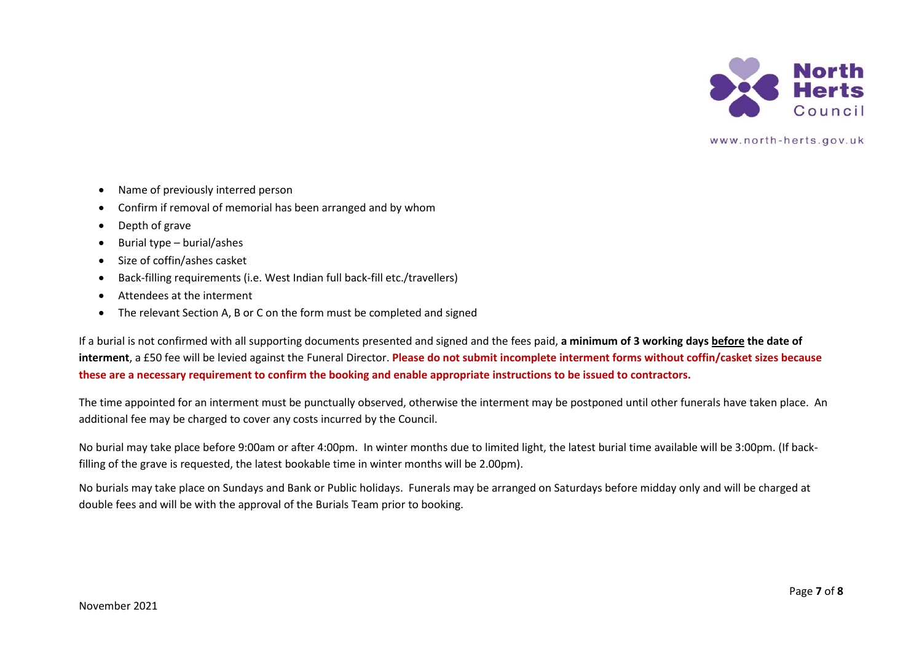- Name of previously interred person
- Confirm if removal of memorial has been arranged and by whom
- Depth of grave
- Burial type – burial/ashes
- Size of coffin/ashes casket
- Back-filling requirements (i.e. West Indian full back-fill etc./travellers)
- Attendees at the interment
- The relevant Section A, B or C on the form must be completed and signed

If a burial is not confirmed with all supporting documents presented and signed and the fees paid, **a minimum of 3 working days <u>before</u> the date of interment**, a £50 fee will be levied against the Funeral Director. **Please do not submit incomplete interment forms without coffin/casket sizes because these are a necessary requirement to confirm the booking and enable appropriate instructions to be issued to contractors.**

The time appointed for an interment must be punctually observed, otherwise the interment may be postponed until other funerals have taken place. An additional fee may be charged to cover any costs incurred by the Council.

No burial may take place before 9:00am or after 4:00pm. In winter months due to limited light, the latest burial time available will be 3:00pm. (If back-filling of the grave is requested, the latest bookable time in winter months will be 2.00pm).

No burials may take place on Sundays and Bank or Public holidays. Funerals may be arranged on Saturdays before midday only and will be charged at double fees and will be with the approval of the Burials Team prior to booking.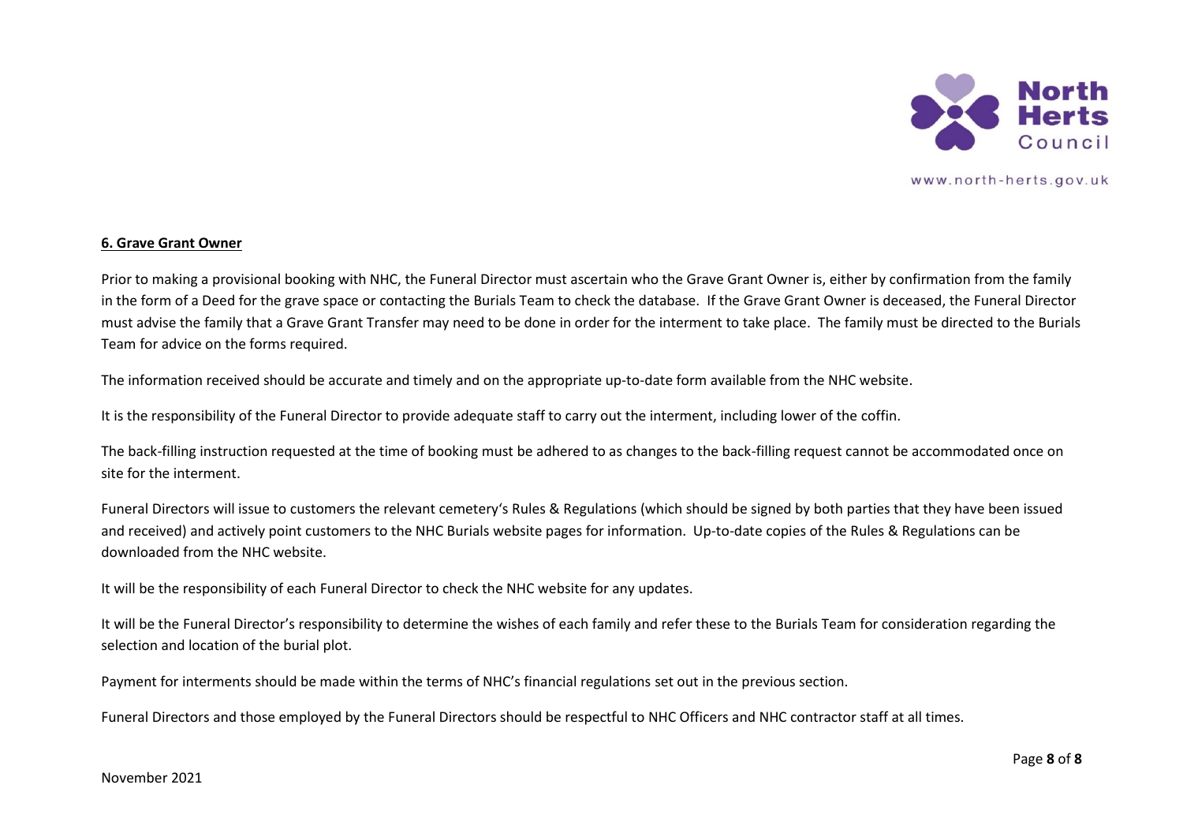**6. Grave Grant Owner**

Prior to making a provisional booking with NHC, the Funeral Director must ascertain who the Grave Grant Owner is, either by confirmation from the family in the form of a Deed for the grave space or contacting the Burials Team to check the database. If the Grave Grant Owner is deceased, the Funeral Director must advise the family that a Grave Grant Transfer may need to be done in order for the interment to take place. The family must be directed to the Burials Team for advice on the forms required.

The information received should be accurate and timely and on the appropriate up-to-date form available from the NHC website.

It is the responsibility of the Funeral Director to provide adequate staff to carry out the interment, including lower of the coffin.

The back-filling instruction requested at the time of booking must be adhered to as changes to the back-filling request cannot be accommodated once on site for the interment.

Funeral Directors will issue to customers the relevant cemetery's Rules & Regulations (which should be signed by both parties that they have been issued and received) and actively point customers to the NHC Burials website pages for information. Up-to-date copies of the Rules & Regulations can be downloaded from the NHC website.

It will be the responsibility of each Funeral Director to check the NHC website for any updates.

It will be the Funeral Director's responsibility to determine the wishes of each family and refer these to the Burials Team for consideration regarding the selection and location of the burial plot.

Payment for interments should be made within the terms of NHC's financial regulations set out in the previous section.

Funeral Directors and those employed by the Funeral Directors should be respectful to NHC Officers and NHC contractor staff at all times.